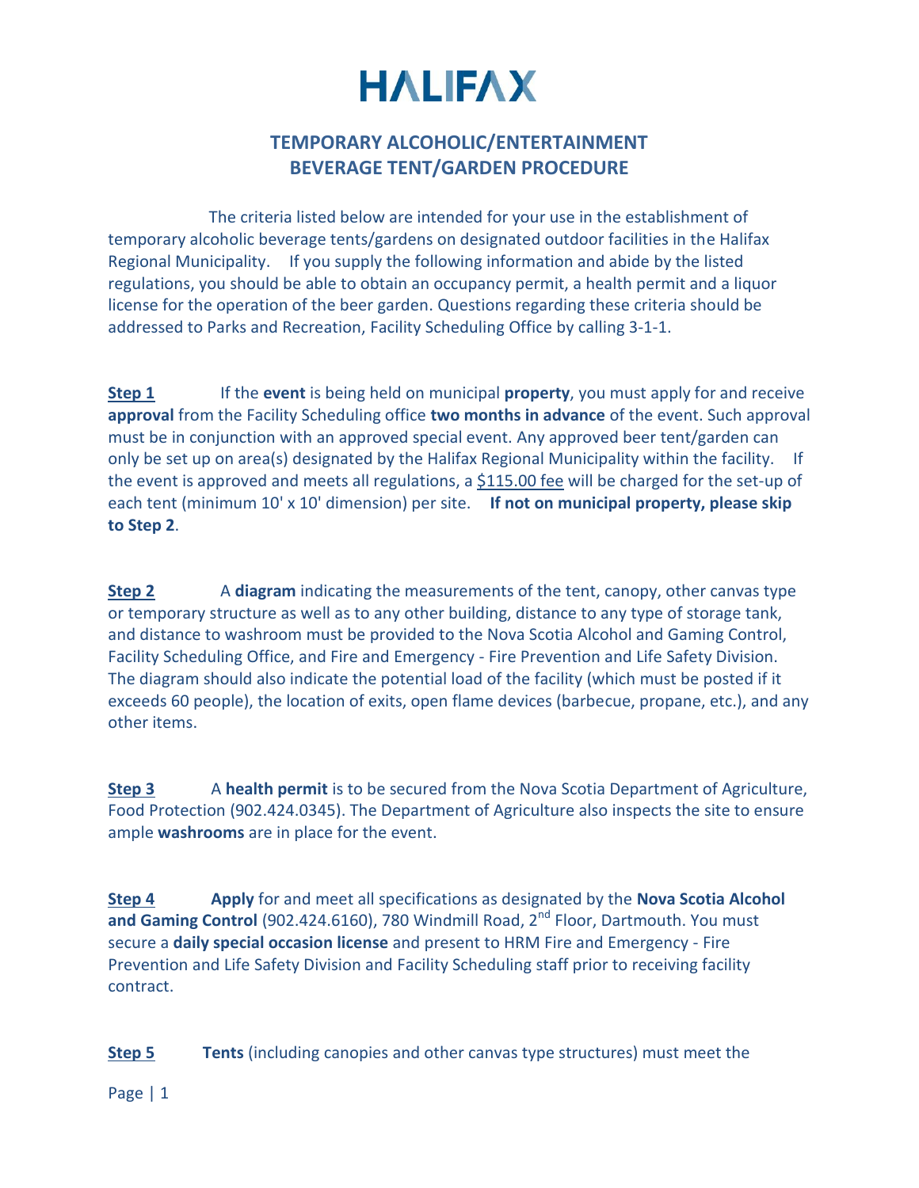# HALIFAX

## TEMPORARY ALCOHOLIC/ENTERTAINMENT BEVERAGE TENT/GARDEN PROCEDURE

The criteria listed below are intended for your use in the establishment of temporary alcoholic beverage tents/gardens on designated outdoor facilities in the Halifax Regional Municipality. If you supply the following information and abide by the listed regulations, you should be able to obtain an occupancy permit, a health permit and a liquor license for the operation of the beer garden. Questions regarding these criteria should be addressed to Parks and Recreation, Facility Scheduling Office by calling 3-1-1.

**Step 1** If the **event** is being held on municipal **property**, you must apply for and receive **approval** from the Facility Scheduling office **two months in advance** of the event. Such approval must be in conjunction with an approved special event. Any approved beer tent/garden can only be set up on area(s) designated by the Halifax Regional Municipality within the facility. If the event is approved and meets all regulations, a $115.00 fee will be charged for the set-up of each tent (minimum 10' x 10' dimension) per site. **If not on municipal property, please skip to Step 2**.

**Step 2** A **diagram** indicating the measurements of the tent, canopy, other canvas type or temporary structure as well as to any other building, distance to any type of storage tank, and distance to washroom must be provided to the Nova Scotia Alcohol and Gaming Control, Facility Scheduling Office, and Fire and Emergency - Fire Prevention and Life Safety Division. The diagram should also indicate the potential load of the facility (which must be posted if it exceeds 60 people), the location of exits, open flame devices (barbecue, propane, etc.), and any other items.

**Step 3** A **health permit** is to be secured from the Nova Scotia Department of Agriculture, Food Protection (902.424.0345). The Department of Agriculture also inspects the site to ensure ample **washrooms** are in place for the event.

**Step 4** **Apply** for and meet all specifications as designated by the **Nova Scotia Alcohol and Gaming Control** (902.424.6160), 780 Windmill Road, 2nd Floor, Dartmouth. You must secure a **daily special occasion license** and present to HRM Fire and Emergency - Fire Prevention and Life Safety Division and Facility Scheduling staff prior to receiving facility contract.

**Step 5** **Tents** (including canopies and other canvas type structures) must meet the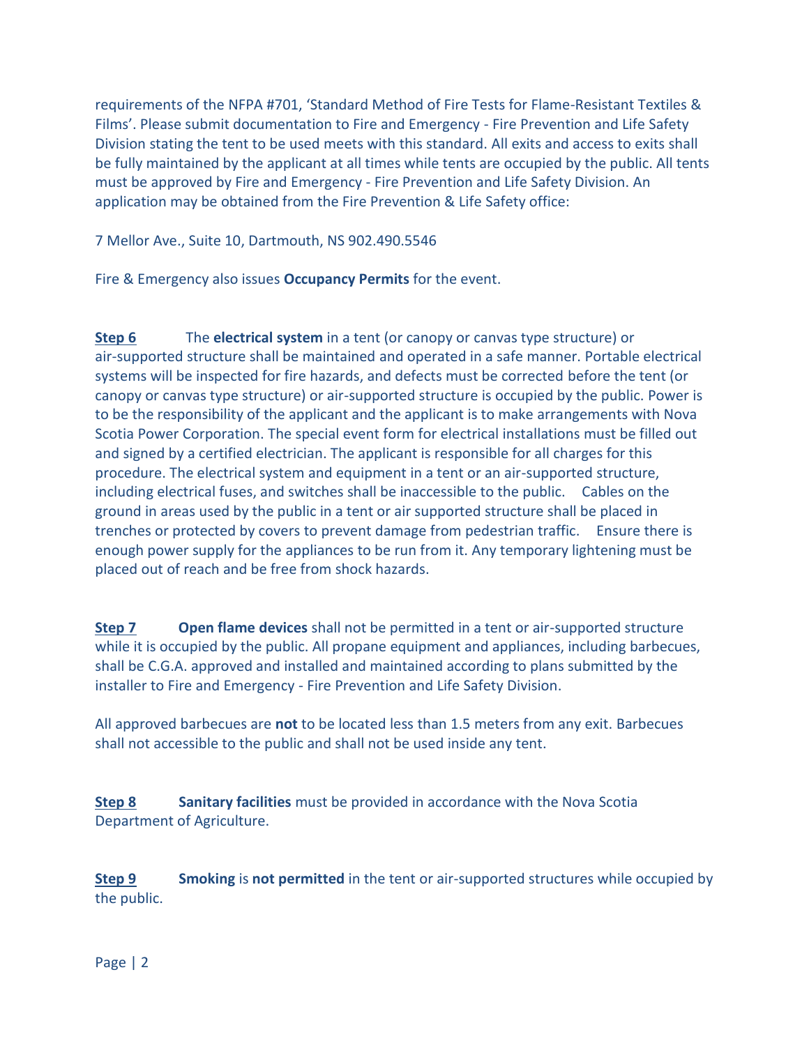requirements of the NFPA #701, 'Standard Method of Fire Tests for Flame-Resistant Textiles & Films'. Please submit documentation to Fire and Emergency - Fire Prevention and Life Safety Division stating the tent to be used meets with this standard. All exits and access to exits shall be fully maintained by the applicant at all times while tents are occupied by the public. All tents must be approved by Fire and Emergency - Fire Prevention and Life Safety Division. An application may be obtained from the Fire Prevention & Life Safety office:

7 Mellor Ave., Suite 10, Dartmouth, NS 902.490.5546

Fire & Emergency also issues **Occupancy Permits** for the event.

**Step 6** The **electrical system** in a tent (or canopy or canvas type structure) or air-supported structure shall be maintained and operated in a safe manner. Portable electrical systems will be inspected for fire hazards, and defects must be corrected before the tent (or canopy or canvas type structure) or air-supported structure is occupied by the public. Power is to be the responsibility of the applicant and the applicant is to make arrangements with Nova Scotia Power Corporation. The special event form for electrical installations must be filled out and signed by a certified electrician. The applicant is responsible for all charges for this procedure. The electrical system and equipment in a tent or an air-supported structure, including electrical fuses, and switches shall be inaccessible to the public. Cables on the ground in areas used by the public in a tent or air supported structure shall be placed in trenches or protected by covers to prevent damage from pedestrian traffic. Ensure there is enough power supply for the appliances to be run from it. Any temporary lightening must be placed out of reach and be free from shock hazards.

**Step 7** **Open flame devices** shall not be permitted in a tent or air-supported structure while it is occupied by the public. All propane equipment and appliances, including barbecues, shall be C.G.A. approved and installed and maintained according to plans submitted by the installer to Fire and Emergency - Fire Prevention and Life Safety Division.

All approved barbecues are **not** to be located less than 1.5 meters from any exit. Barbecues shall not accessible to the public and shall not be used inside any tent.

**Step 8** **Sanitary facilities** must be provided in accordance with the Nova Scotia Department of Agriculture.

**Step 9** **Smoking** is **not permitted** in the tent or air-supported structures while occupied by the public.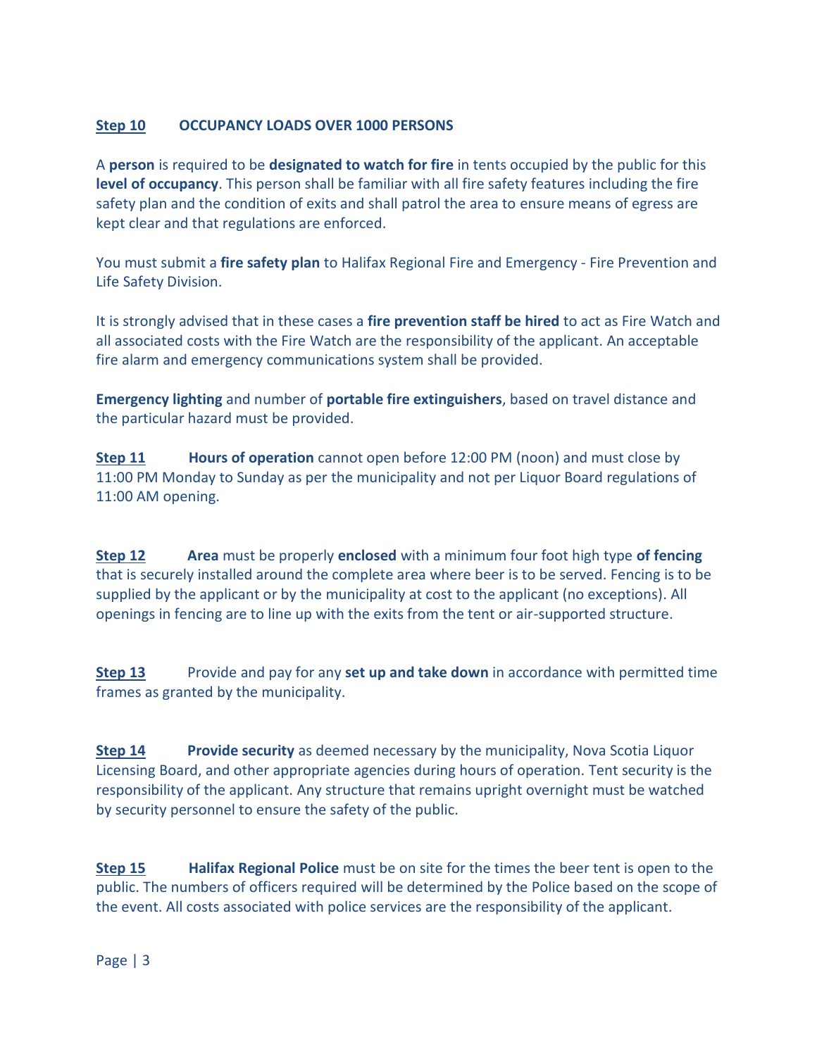**Step 10** **OCCUPANCY LOADS OVER 1000 PERSONS**

A **person** is required to be **designated to watch for fire** in tents occupied by the public for this **level of occupancy**. This person shall be familiar with all fire safety features including the fire safety plan and the condition of exits and shall patrol the area to ensure means of egress are kept clear and that regulations are enforced.

You must submit a **fire safety plan** to Halifax Regional Fire and Emergency - Fire Prevention and Life Safety Division.

It is strongly advised that in these cases a **fire prevention staff be hired** to act as Fire Watch and all associated costs with the Fire Watch are the responsibility of the applicant. An acceptable fire alarm and emergency communications system shall be provided.

**Emergency lighting** and number of **portable fire extinguishers**, based on travel distance and the particular hazard must be provided.

**Step 11** **Hours of operation** cannot open before 12:00 PM (noon) and must close by 11:00 PM Monday to Sunday as per the municipality and not per Liquor Board regulations of 11:00 AM opening.

**Step 12** **Area** must be properly **enclosed** with a minimum four foot high type **of fencing** that is securely installed around the complete area where beer is to be served. Fencing is to be supplied by the applicant or by the municipality at cost to the applicant (no exceptions). All openings in fencing are to line up with the exits from the tent or air-supported structure.

**Step 13** Provide and pay for any **set up and take down** in accordance with permitted time frames as granted by the municipality.

**Step 14** **Provide security** as deemed necessary by the municipality, Nova Scotia Liquor Licensing Board, and other appropriate agencies during hours of operation. Tent security is the responsibility of the applicant. Any structure that remains upright overnight must be watched by security personnel to ensure the safety of the public.

**Step 15** **Halifax Regional Police** must be on site for the times the beer tent is open to the public. The numbers of officers required will be determined by the Police based on the scope of the event. All costs associated with police services are the responsibility of the applicant.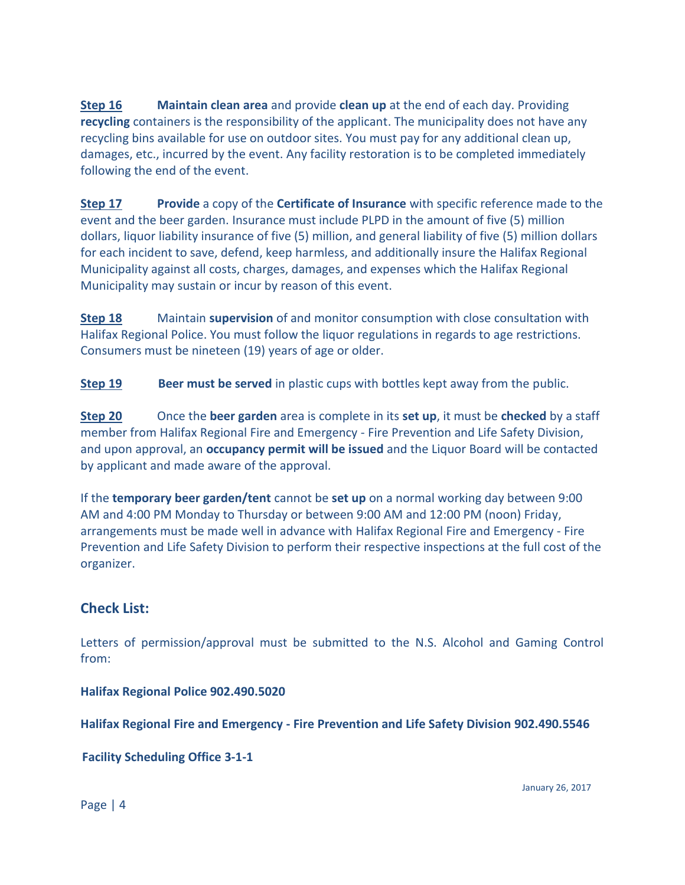**Step 16** **Maintain clean area** and provide **clean up** at the end of each day. Providing **recycling** containers is the responsibility of the applicant. The municipality does not have any recycling bins available for use on outdoor sites. You must pay for any additional clean up, damages, etc., incurred by the event. Any facility restoration is to be completed immediately following the end of the event.

**Step 17** **Provide** a copy of the **Certificate of Insurance** with specific reference made to the event and the beer garden. Insurance must include PLPD in the amount of five (5) million dollars, liquor liability insurance of five (5) million, and general liability of five (5) million dollars for each incident to save, defend, keep harmless, and additionally insure the Halifax Regional Municipality against all costs, charges, damages, and expenses which the Halifax Regional Municipality may sustain or incur by reason of this event.

**Step 18** Maintain **supervision** of and monitor consumption with close consultation with Halifax Regional Police. You must follow the liquor regulations in regards to age restrictions. Consumers must be nineteen (19) years of age or older.

**Step 19** **Beer must be served** in plastic cups with bottles kept away from the public.

**Step 20** Once the **beer garden** area is complete in its **set up**, it must be **checked** by a staff member from Halifax Regional Fire and Emergency - Fire Prevention and Life Safety Division, and upon approval, an **occupancy permit will be issued** and the Liquor Board will be contacted by applicant and made aware of the approval.

If the **temporary beer garden/tent** cannot be **set up** on a normal working day between 9:00 AM and 4:00 PM Monday to Thursday or between 9:00 AM and 12:00 PM (noon) Friday, arrangements must be made well in advance with Halifax Regional Fire and Emergency - Fire Prevention and Life Safety Division to perform their respective inspections at the full cost of the organizer.

## Check List:

Letters of permission/approval must be submitted to the N.S. Alcohol and Gaming Control from:

**Halifax Regional Police 902.490.5020**

**Halifax Regional Fire and Emergency - Fire Prevention and Life Safety Division 902.490.5546**

**Facility Scheduling Office 3-1-1**

January 26, 2017